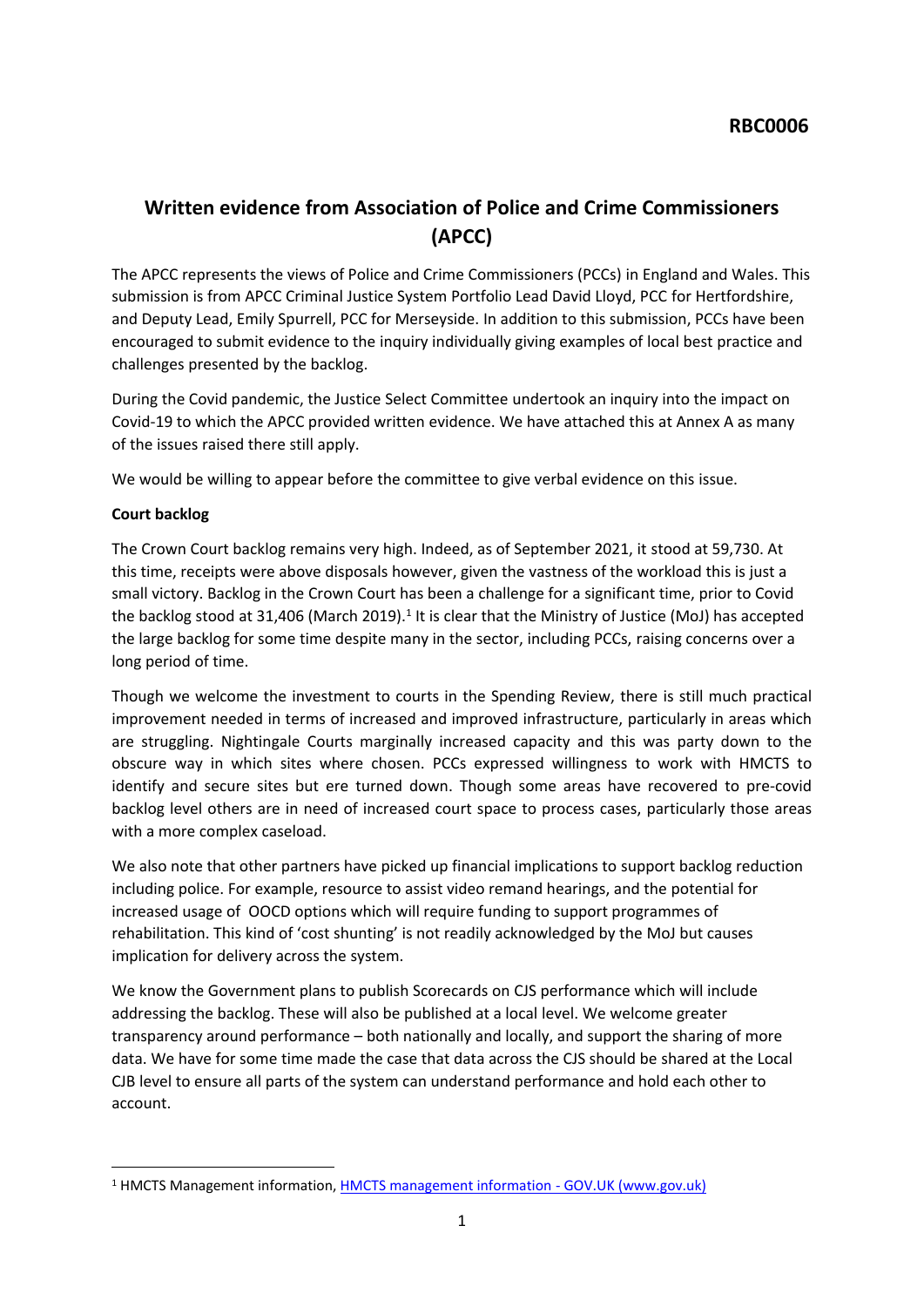**RBC0006**

# Written evidence from Association of Police and Crime Commissioners (APCC)

The APCC represents the views of Police and Crime Commissioners (PCCs) in England and Wales. This submission is from APCC Criminal Justice System Portfolio Lead David Lloyd, PCC for Hertfordshire, and Deputy Lead, Emily Spurrell, PCC for Merseyside. In addition to this submission, PCCs have been encouraged to submit evidence to the inquiry individually giving examples of local best practice and challenges presented by the backlog.

During the Covid pandemic, the Justice Select Committee undertook an inquiry into the impact on Covid-19 to which the APCC provided written evidence. We have attached this at Annex A as many of the issues raised there still apply.

We would be willing to appear before the committee to give verbal evidence on this issue.

**Court backlog**

The Crown Court backlog remains very high. Indeed, as of September 2021, it stood at 59,730. At this time, receipts were above disposals however, given the vastness of the workload this is just a small victory. Backlog in the Crown Court has been a challenge for a significant time, prior to Covid the backlog stood at 31,406 (March 2019).[1] It is clear that the Ministry of Justice (MoJ) has accepted the large backlog for some time despite many in the sector, including PCCs, raising concerns over a long period of time.

Though we welcome the investment to courts in the Spending Review, there is still much practical improvement needed in terms of increased and improved infrastructure, particularly in areas which are struggling. Nightingale Courts marginally increased capacity and this was party down to the obscure way in which sites where chosen. PCCs expressed willingness to work with HMCTS to identify and secure sites but ere turned down. Though some areas have recovered to pre-covid backlog level others are in need of increased court space to process cases, particularly those areas with a more complex caseload.

We also note that other partners have picked up financial implications to support backlog reduction including police. For example, resource to assist video remand hearings, and the potential for increased usage of OOCD options which will require funding to support programmes of rehabilitation. This kind of 'cost shunting' is not readily acknowledged by the MoJ but causes implication for delivery across the system.

We know the Government plans to publish Scorecards on CJS performance which will include addressing the backlog. These will also be published at a local level. We welcome greater transparency around performance – both nationally and locally, and support the sharing of more data. We have for some time made the case that data across the CJS should be shared at the Local CJB level to ensure all parts of the system can understand performance and hold each other to account.

[1] HMCTS Management information, HMCTS management information - GOV.UK (www.gov.uk)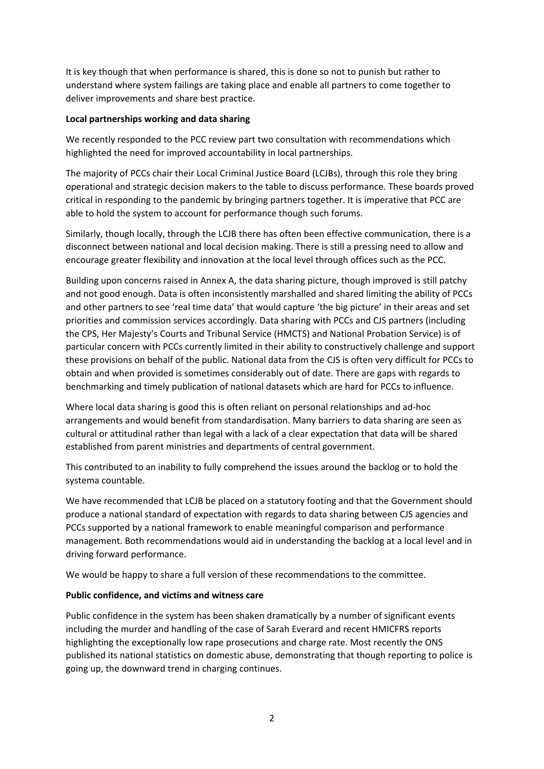It is key though that when performance is shared, this is done so not to punish but rather to understand where system failings are taking place and enable all partners to come together to deliver improvements and share best practice.

**Local partnerships working and data sharing**

We recently responded to the PCC review part two consultation with recommendations which highlighted the need for improved accountability in local partnerships.

The majority of PCCs chair their Local Criminal Justice Board (LCJBs), through this role they bring operational and strategic decision makers to the table to discuss performance. These boards proved critical in responding to the pandemic by bringing partners together. It is imperative that PCC are able to hold the system to account for performance though such forums.

Similarly, though locally, through the LCJB there has often been effective communication, there is a disconnect between national and local decision making. There is still a pressing need to allow and encourage greater flexibility and innovation at the local level through offices such as the PCC.

Building upon concerns raised in Annex A, the data sharing picture, though improved is still patchy and not good enough. Data is often inconsistently marshalled and shared limiting the ability of PCCs and other partners to see 'real time data' that would capture 'the big picture' in their areas and set priorities and commission services accordingly. Data sharing with PCCs and CJS partners (including the CPS, Her Majesty's Courts and Tribunal Service (HMCTS) and National Probation Service) is of particular concern with PCCs currently limited in their ability to constructively challenge and support these provisions on behalf of the public. National data from the CJS is often very difficult for PCCs to obtain and when provided is sometimes considerably out of date. There are gaps with regards to benchmarking and timely publication of national datasets which are hard for PCCs to influence.

Where local data sharing is good this is often reliant on personal relationships and ad-hoc arrangements and would benefit from standardisation. Many barriers to data sharing are seen as cultural or attitudinal rather than legal with a lack of a clear expectation that data will be shared established from parent ministries and departments of central government.

This contributed to an inability to fully comprehend the issues around the backlog or to hold the systema countable.

We have recommended that LCJB be placed on a statutory footing and that the Government should produce a national standard of expectation with regards to data sharing between CJS agencies and PCCs supported by a national framework to enable meaningful comparison and performance management. Both recommendations would aid in understanding the backlog at a local level and in driving forward performance.

We would be happy to share a full version of these recommendations to the committee.

**Public confidence, and victims and witness care**

Public confidence in the system has been shaken dramatically by a number of significant events including the murder and handling of the case of Sarah Everard and recent HMICFRS reports highlighting the exceptionally low rape prosecutions and charge rate. Most recently the ONS published its national statistics on domestic abuse, demonstrating that though reporting to police is going up, the downward trend in charging continues.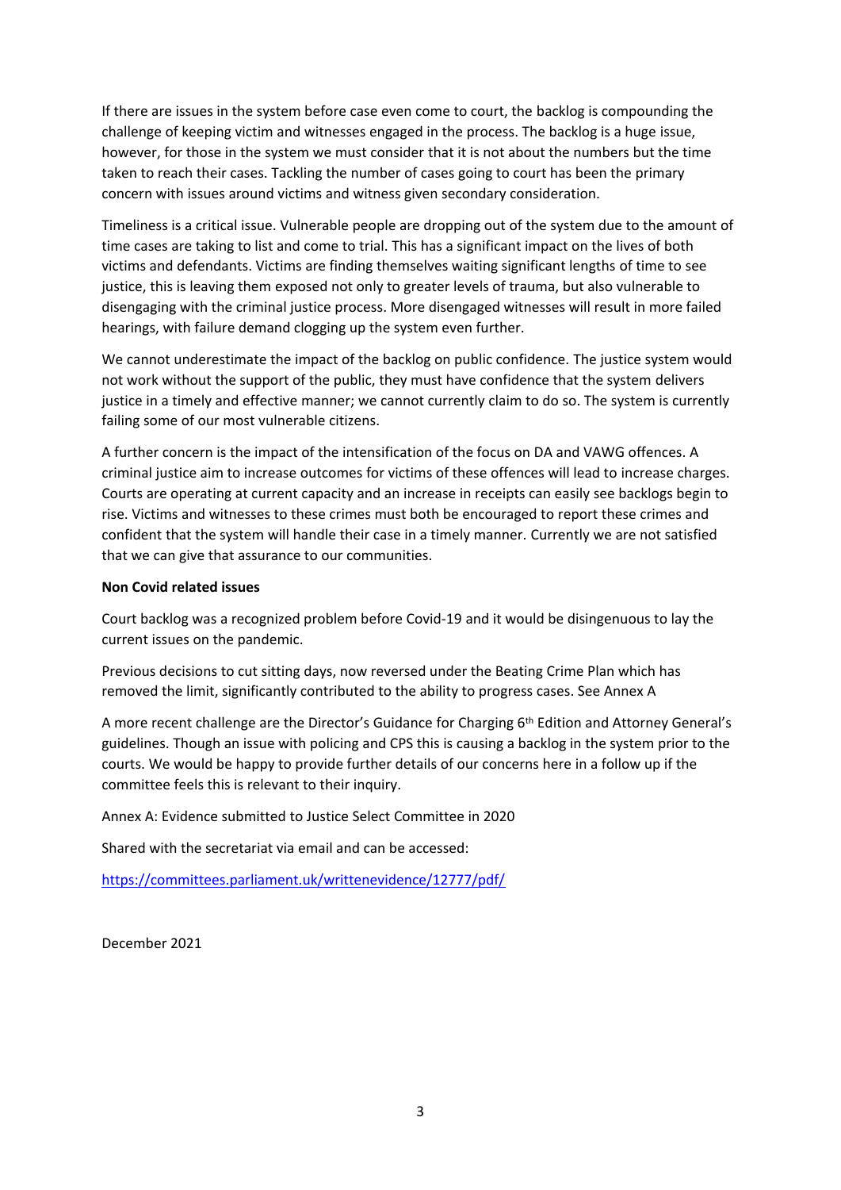If there are issues in the system before case even come to court, the backlog is compounding the challenge of keeping victim and witnesses engaged in the process. The backlog is a huge issue, however, for those in the system we must consider that it is not about the numbers but the time taken to reach their cases. Tackling the number of cases going to court has been the primary concern with issues around victims and witness given secondary consideration.

Timeliness is a critical issue. Vulnerable people are dropping out of the system due to the amount of time cases are taking to list and come to trial. This has a significant impact on the lives of both victims and defendants. Victims are finding themselves waiting significant lengths of time to see justice, this is leaving them exposed not only to greater levels of trauma, but also vulnerable to disengaging with the criminal justice process. More disengaged witnesses will result in more failed hearings, with failure demand clogging up the system even further.

We cannot underestimate the impact of the backlog on public confidence. The justice system would not work without the support of the public, they must have confidence that the system delivers justice in a timely and effective manner; we cannot currently claim to do so. The system is currently failing some of our most vulnerable citizens.

A further concern is the impact of the intensification of the focus on DA and VAWG offences. A criminal justice aim to increase outcomes for victims of these offences will lead to increase charges. Courts are operating at current capacity and an increase in receipts can easily see backlogs begin to rise. Victims and witnesses to these crimes must both be encouraged to report these crimes and confident that the system will handle their case in a timely manner. Currently we are not satisfied that we can give that assurance to our communities.

**Non Covid related issues**

Court backlog was a recognized problem before Covid-19 and it would be disingenuous to lay the current issues on the pandemic.

Previous decisions to cut sitting days, now reversed under the Beating Crime Plan which has removed the limit, significantly contributed to the ability to progress cases. See Annex A

A more recent challenge are the Director's Guidance for Charging 6th Edition and Attorney General's guidelines. Though an issue with policing and CPS this is causing a backlog in the system prior to the courts. We would be happy to provide further details of our concerns here in a follow up if the committee feels this is relevant to their inquiry.

Annex A: Evidence submitted to Justice Select Committee in 2020

Shared with the secretariat via email and can be accessed:

https://committees.parliament.uk/writtenevidence/12777/pdf/

December 2021